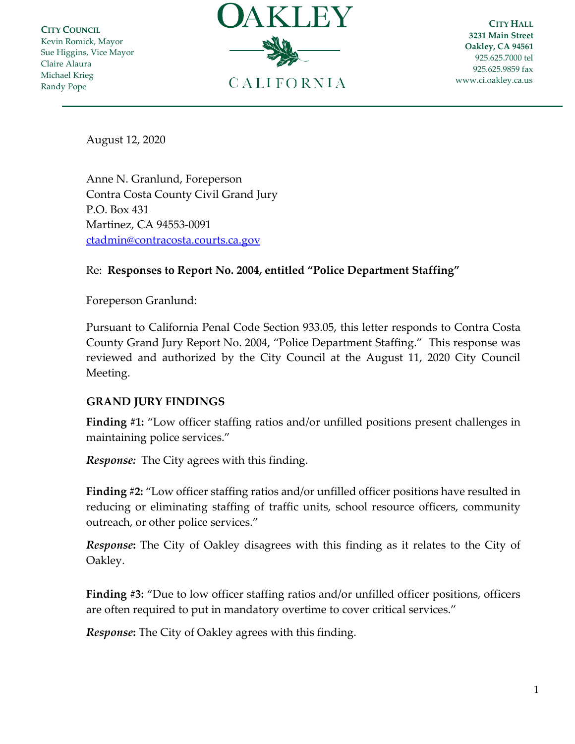**CITY COUNCIL**
Kevin Romick, Mayor
Sue Higgins, Vice Mayor
Claire Alaura
Michael Krieg
Randy Pope

# OAKLEY
CALIFORNIA

**CITY HALL**
**3231 Main Street**
**Oakley, CA 94561**
925.625.7000 tel
925.625.9859 fax
www.ci.oakley.ca.us

August 12, 2020

Anne N. Granlund, Foreperson
Contra Costa County Civil Grand Jury
P.O. Box 431
Martinez, CA 94553-0091
ctadmin@contracosta.courts.ca.gov

Re: **Responses to Report No. 2004, entitled "Police Department Staffing"**

Foreperson Granlund:

Pursuant to California Penal Code Section 933.05, this letter responds to Contra Costa County Grand Jury Report No. 2004, "Police Department Staffing." This response was reviewed and authorized by the City Council at the August 11, 2020 City Council Meeting.

**GRAND JURY FINDINGS**

**Finding #1:** "Low officer staffing ratios and/or unfilled positions present challenges in maintaining police services."

***Response:*** The City agrees with this finding.

**Finding #2:** "Low officer staffing ratios and/or unfilled officer positions have resulted in reducing or eliminating staffing of traffic units, school resource officers, community outreach, or other police services."

***Response*:** The City of Oakley disagrees with this finding as it relates to the City of Oakley.

**Finding #3:** "Due to low officer staffing ratios and/or unfilled officer positions, officers are often required to put in mandatory overtime to cover critical services."

***Response*:** The City of Oakley agrees with this finding.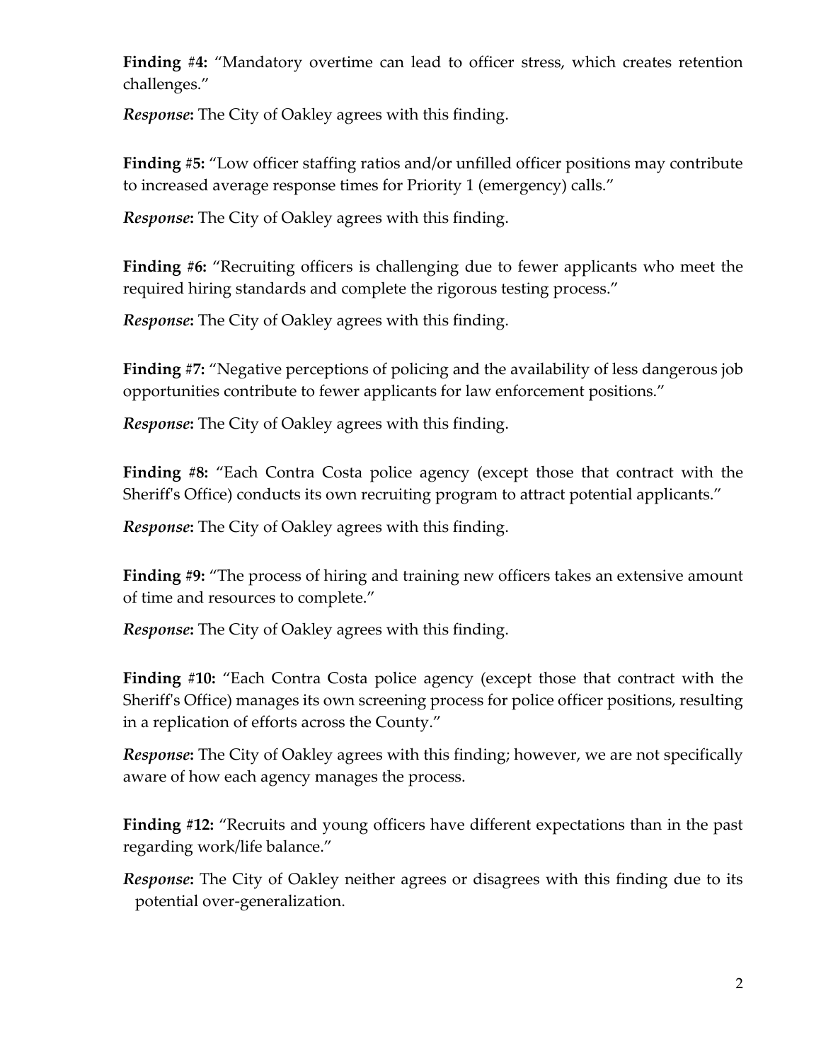**Finding #4:** "Mandatory overtime can lead to officer stress, which creates retention challenges."

***Response*:** The City of Oakley agrees with this finding.

**Finding #5:** "Low officer staffing ratios and/or unfilled officer positions may contribute to increased average response times for Priority 1 (emergency) calls."

***Response*:** The City of Oakley agrees with this finding.

**Finding #6:** "Recruiting officers is challenging due to fewer applicants who meet the required hiring standards and complete the rigorous testing process."

***Response*:** The City of Oakley agrees with this finding.

**Finding #7:** "Negative perceptions of policing and the availability of less dangerous job opportunities contribute to fewer applicants for law enforcement positions."

***Response*:** The City of Oakley agrees with this finding.

**Finding #8:** "Each Contra Costa police agency (except those that contract with the Sheriff's Office) conducts its own recruiting program to attract potential applicants."

***Response*:** The City of Oakley agrees with this finding.

**Finding #9:** "The process of hiring and training new officers takes an extensive amount of time and resources to complete."

***Response*:** The City of Oakley agrees with this finding.

**Finding #10:** "Each Contra Costa police agency (except those that contract with the Sheriff's Office) manages its own screening process for police officer positions, resulting in a replication of efforts across the County."

***Response*:** The City of Oakley agrees with this finding; however, we are not specifically aware of how each agency manages the process.

**Finding #12:** "Recruits and young officers have different expectations than in the past regarding work/life balance."

***Response*:** The City of Oakley neither agrees or disagrees with this finding due to its potential over-generalization.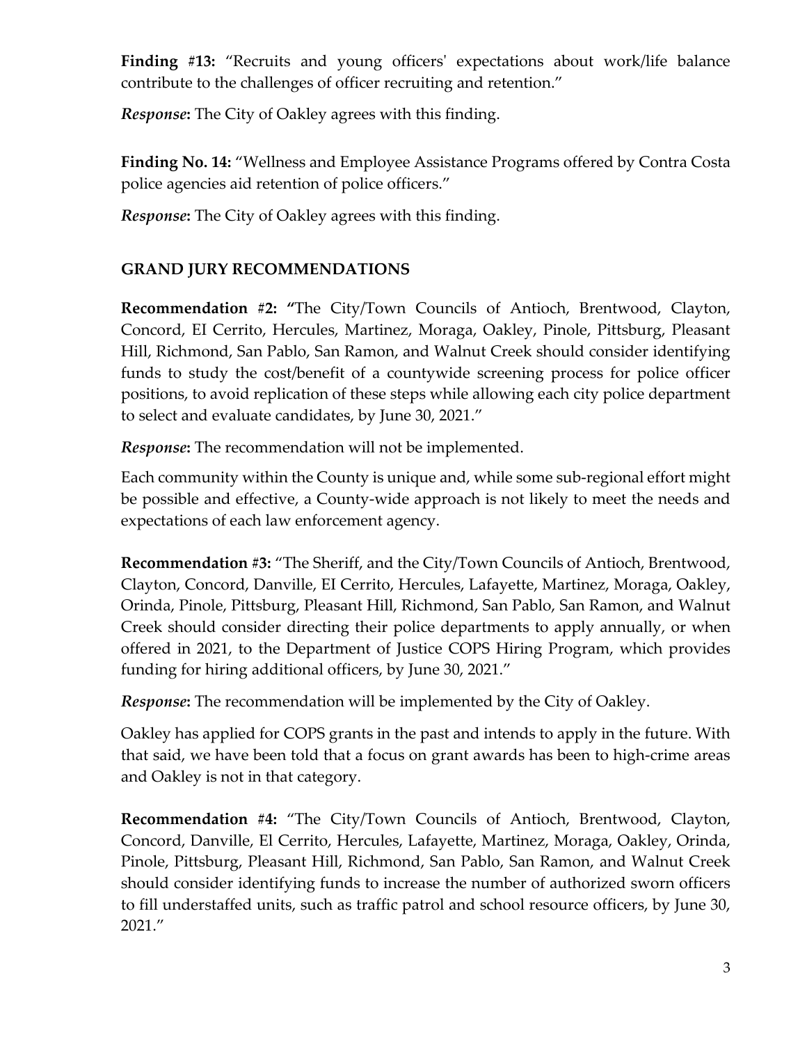**Finding #13:** "Recruits and young officers' expectations about work/life balance contribute to the challenges of officer recruiting and retention."

***Response*:** The City of Oakley agrees with this finding.

**Finding No. 14:** "Wellness and Employee Assistance Programs offered by Contra Costa police agencies aid retention of police officers."

***Response*:** The City of Oakley agrees with this finding.

## GRAND JURY RECOMMENDATIONS

**Recommendation #2:** "The City/Town Councils of Antioch, Brentwood, Clayton, Concord, EI Cerrito, Hercules, Martinez, Moraga, Oakley, Pinole, Pittsburg, Pleasant Hill, Richmond, San Pablo, San Ramon, and Walnut Creek should consider identifying funds to study the cost/benefit of a countywide screening process for police officer positions, to avoid replication of these steps while allowing each city police department to select and evaluate candidates, by June 30, 2021."

***Response*:** The recommendation will not be implemented.

Each community within the County is unique and, while some sub-regional effort might be possible and effective, a County-wide approach is not likely to meet the needs and expectations of each law enforcement agency.

**Recommendation #3:** "The Sheriff, and the City/Town Councils of Antioch, Brentwood, Clayton, Concord, Danville, EI Cerrito, Hercules, Lafayette, Martinez, Moraga, Oakley, Orinda, Pinole, Pittsburg, Pleasant Hill, Richmond, San Pablo, San Ramon, and Walnut Creek should consider directing their police departments to apply annually, or when offered in 2021, to the Department of Justice COPS Hiring Program, which provides funding for hiring additional officers, by June 30, 2021."

***Response*:** The recommendation will be implemented by the City of Oakley.

Oakley has applied for COPS grants in the past and intends to apply in the future. With that said, we have been told that a focus on grant awards has been to high-crime areas and Oakley is not in that category.

**Recommendation #4:** "The City/Town Councils of Antioch, Brentwood, Clayton, Concord, Danville, El Cerrito, Hercules, Lafayette, Martinez, Moraga, Oakley, Orinda, Pinole, Pittsburg, Pleasant Hill, Richmond, San Pablo, San Ramon, and Walnut Creek should consider identifying funds to increase the number of authorized sworn officers to fill understaffed units, such as traffic patrol and school resource officers, by June 30, 2021."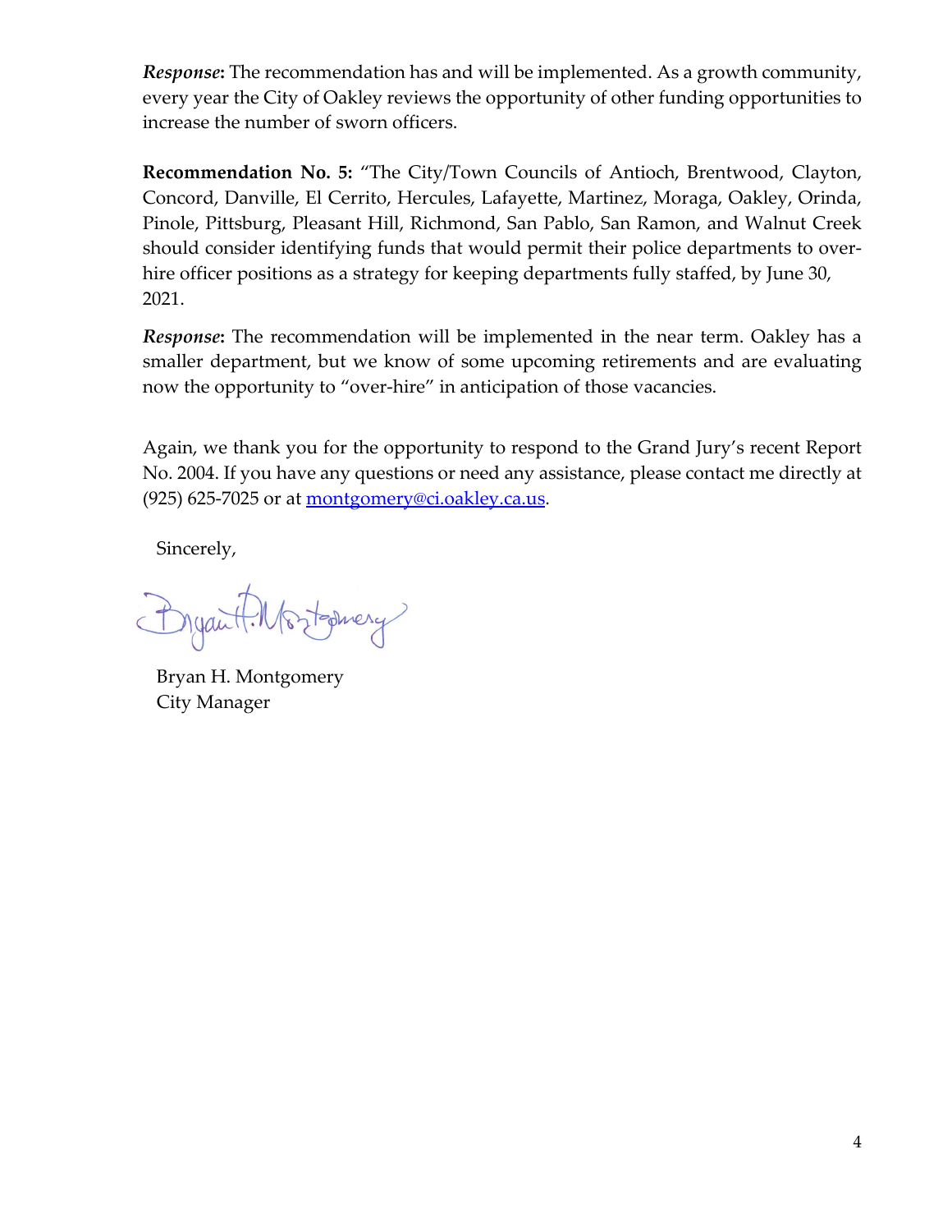***Response*****:** The recommendation has and will be implemented. As a growth community, every year the City of Oakley reviews the opportunity of other funding opportunities to increase the number of sworn officers.

**Recommendation No. 5:** "The City/Town Councils of Antioch, Brentwood, Clayton, Concord, Danville, El Cerrito, Hercules, Lafayette, Martinez, Moraga, Oakley, Orinda, Pinole, Pittsburg, Pleasant Hill, Richmond, San Pablo, San Ramon, and Walnut Creek should consider identifying funds that would permit their police departments to over-hire officer positions as a strategy for keeping departments fully staffed, by June 30, 2021.

***Response*****:** The recommendation will be implemented in the near term. Oakley has a smaller department, but we know of some upcoming retirements and are evaluating now the opportunity to "over-hire" in anticipation of those vacancies.

Again, we thank you for the opportunity to respond to the Grand Jury's recent Report No. 2004. If you have any questions or need any assistance, please contact me directly at (925) 625-7025 or at [montgomery@ci.oakley.ca.us](mailto:montgomery@ci.oakley.ca.us).

Sincerely,

Bryan H. Montgomery
City Manager